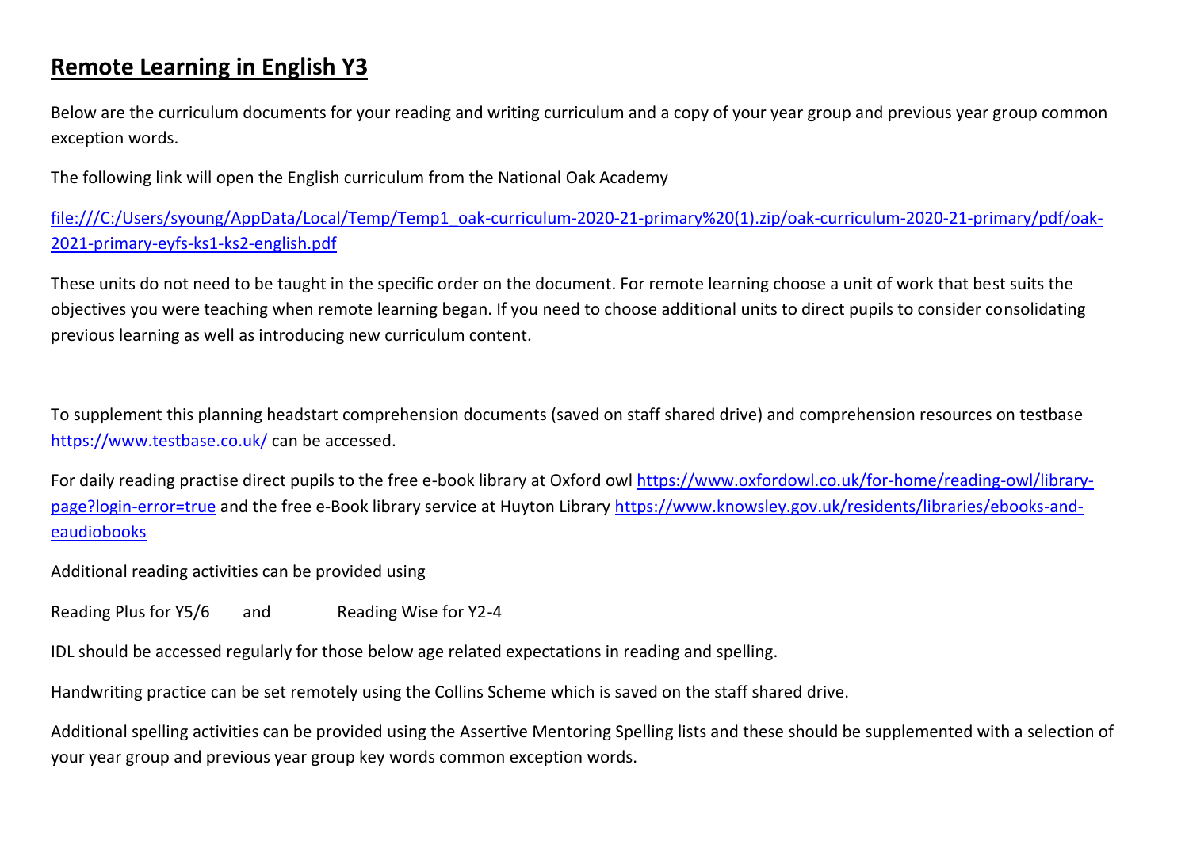# **Remote Learning in English Y3**

Below are the curriculum documents for your reading and writing curriculum and a copy of your year group and previous year group common exception words.

The following link will open the English curriculum from the National Oak Academy

[file:///C:/Users/syoung/AppData/Local/Temp/Temp1_oak-curriculum-2020-21-primary%20(1).zip/oak-curriculum-2020-21-primary/pdf/oak-2021-primary-eyfs-ks1-ks2-english.pdf](file:///C:/Users/syoung/AppData/Local/Temp/Temp1_oak-curriculum-2020-21-primary%20(1).zip/oak-curriculum-2020-21-primary/pdf/oak-2021-primary-eyfs-ks1-ks2-english.pdf)

These units do not need to be taught in the specific order on the document. For remote learning choose a unit of work that best suits the objectives you were teaching when remote learning began. If you need to choose additional units to direct pupils to consider consolidating previous learning as well as introducing new curriculum content.

To supplement this planning headstart comprehension documents (saved on staff shared drive) and comprehension resources on testbase [https://www.testbase.co.uk/](https://www.testbase.co.uk/) can be accessed.

For daily reading practise direct pupils to the free e-book library at Oxford owl [https://www.oxfordowl.co.uk/for-home/reading-owl/library-page?login-error=true](https://www.oxfordowl.co.uk/for-home/reading-owl/library-page?login-error=true) and the free e-Book library service at Huyton Library [https://www.knowsley.gov.uk/residents/libraries/ebooks-and-eaudiobooks](https://www.knowsley.gov.uk/residents/libraries/ebooks-and-eaudiobooks)

Additional reading activities can be provided using

Reading Plus for Y5/6 and Reading Wise for Y2-4

IDL should be accessed regularly for those below age related expectations in reading and spelling.

Handwriting practice can be set remotely using the Collins Scheme which is saved on the staff shared drive.

Additional spelling activities can be provided using the Assertive Mentoring Spelling lists and these should be supplemented with a selection of your year group and previous year group key words common exception words.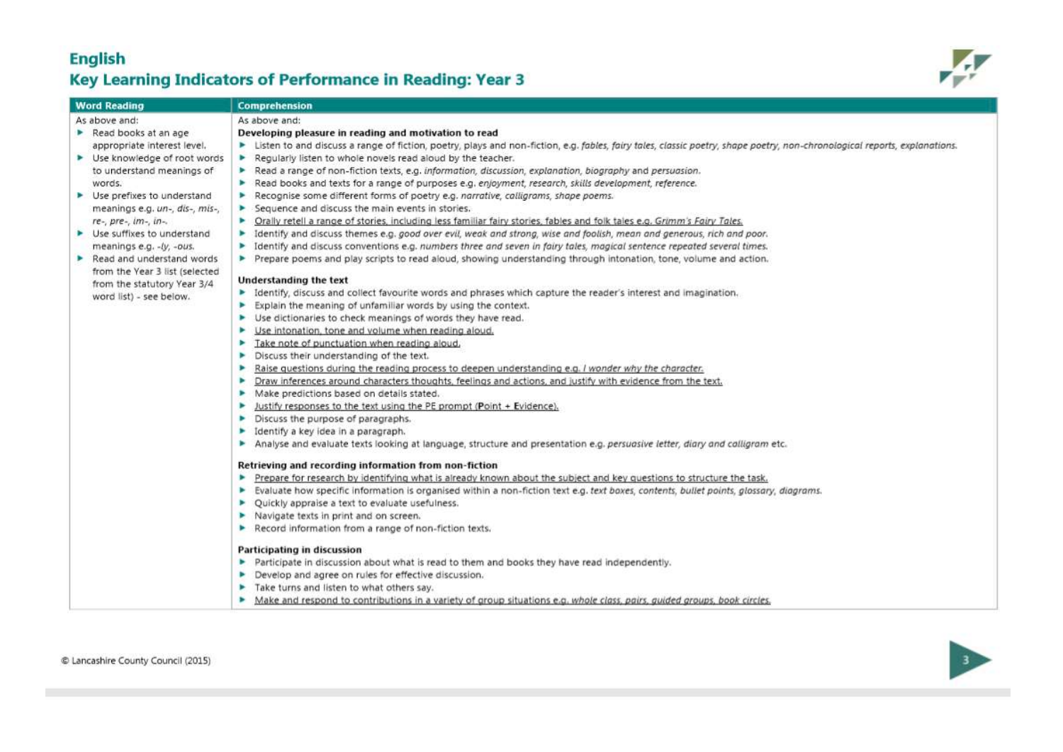# English

## Key Learning Indicators of Performance in Reading: Year 3

| Word Reading | Comprehension |
|---|---|
| As above and:<br>▸ Read books at an age appropriate interest level.<br>▸ Use knowledge of root words to understand meanings of words.<br>▸ Use prefixes to understand meanings e.g. *un-, dis-, mis-, re-, pre-, im-, in-*.<br>▸ Use suffixes to understand meanings e.g. *-ly, -ous*.<br>▸ Read and understand words from the Year 3 list (selected from the statutory Year 3/4 word list) - see below. | As above and:<br>**Developing pleasure in reading and motivation to read**<br>▸ Listen to and discuss a range of fiction, poetry, plays and non-fiction, e.g. *fables, fairy tales, classic poetry, shape poetry, non-chronological reports, explanations.*<br>▸ Regularly listen to whole novels read aloud by the teacher.<br>▸ Read a range of non-fiction texts, e.g. *information, discussion, explanation, biography* and *persuasion*.<br>▸ Read books and texts for a range of purposes e.g. *enjoyment, research, skills development, reference.*<br>▸ Recognise some different forms of poetry e.g. *narrative, calligrams, shape poems.*<br>▸ Sequence and discuss the main events in stories.<br>▸ <u>Orally retell a range of stories, including less familiar fairy stories, fables and folk tales e.g. *Grimm's Fairy Tales.*</u><br>▸ Identify and discuss themes e.g. *good over evil, weak and strong, wise and foolish, mean and generous, rich and poor.*<br>▸ Identify and discuss conventions e.g. *numbers three and seven in fairy tales, magical sentence repeated several times.*<br>▸ Prepare poems and play scripts to read aloud, showing understanding through intonation, tone, volume and action.<br><br>**Understanding the text**<br>▸ Identify, discuss and collect favourite words and phrases which capture the reader's interest and imagination.<br>▸ Explain the meaning of unfamiliar words by using the context.<br>▸ Use dictionaries to check meanings of words they have read.<br>▸ <u>Use intonation, tone and volume when reading aloud.</u><br>▸ <u>Take note of punctuation when reading aloud.</u><br>▸ Discuss their understanding of the text.<br>▸ <u>Raise questions during the reading process to deepen understanding e.g. *I wonder why the character.*</u><br>▸ <u>Draw inferences around characters thoughts, feelings and actions, and justify with evidence from the text.</u><br>▸ Make predictions based on details stated.<br>▸ <u>Justify responses to the text using the PE prompt (**P**oint + **E**vidence).</u><br>▸ Discuss the purpose of paragraphs.<br>▸ Identify a key idea in a paragraph.<br>▸ Analyse and evaluate texts looking at language, structure and presentation e.g. *persuasive letter, diary and calligram* etc.<br><br>**Retrieving and recording information from non-fiction**<br>▸ <u>Prepare for research by identifying what is already known about the subject and key questions to structure the task.</u><br>▸ Evaluate how specific information is organised within a non-fiction text e.g. *text boxes, contents, bullet points, glossary, diagrams.*<br>▸ Quickly appraise a text to evaluate usefulness.<br>▸ Navigate texts in print and on screen.<br>▸ Record information from a range of non-fiction texts.<br><br>**Participating in discussion**<br>▸ Participate in discussion about what is read to them and books they have read independently.<br>▸ Develop and agree on rules for effective discussion.<br>▸ Take turns and listen to what others say.<br>▸ <u>Make and respond to contributions in a variety of group situations e.g. *whole class, pairs, guided groups, book circles.*</u> |

© Lancashire County Council (2015)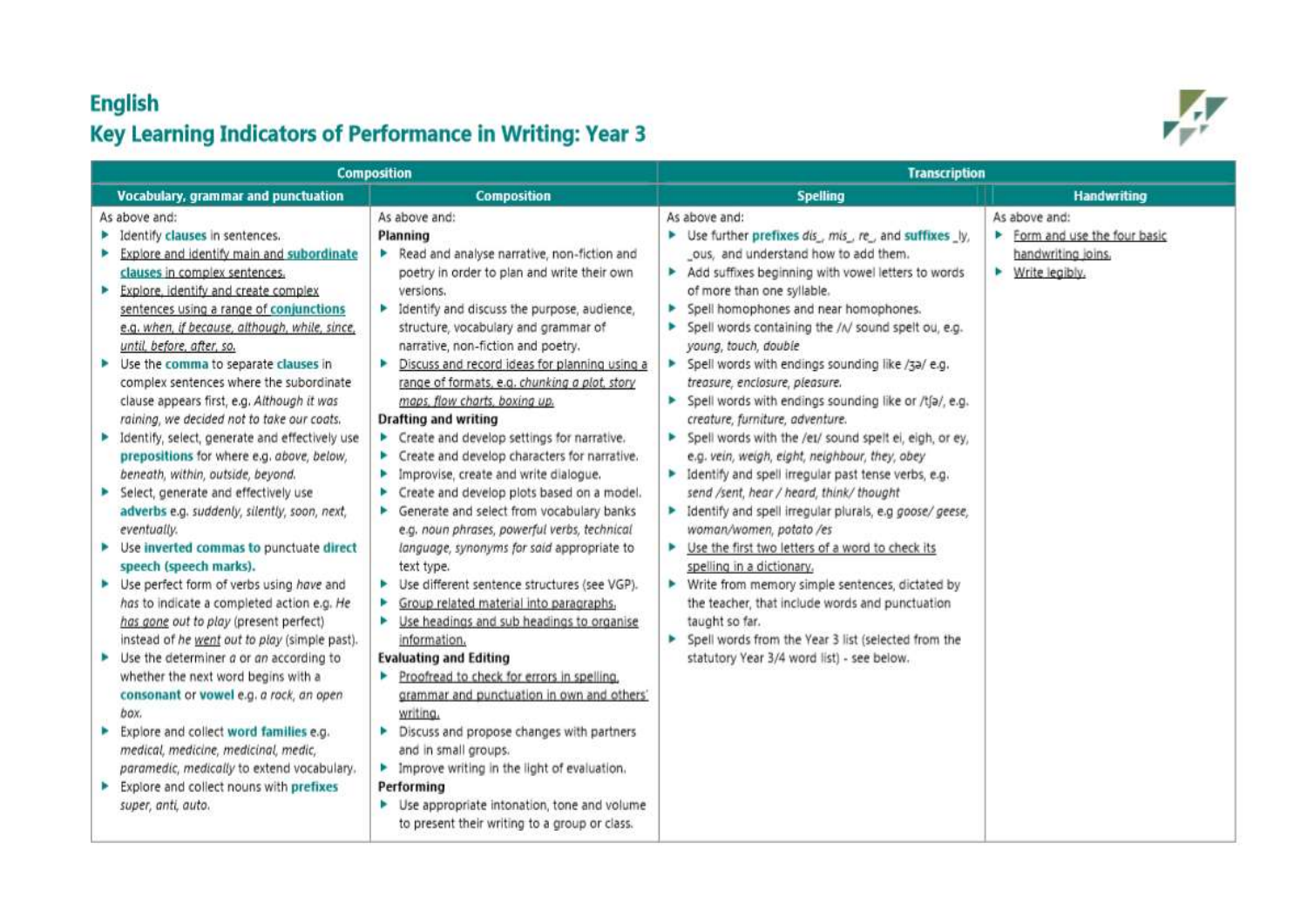# English

## Key Learning Indicators of Performance in Writing: Year 3

| Composition | | Transcription | |
|---|---|---|---|
| **Vocabulary, grammar and punctuation** | **Composition** | **Spelling** | **Handwriting** |
| As above and:<br>▸ Identify **clauses** in sentences.<br>▸ Explore and identify main and **subordinate clauses** in complex sentences.<br>▸ Explore, identify and create complex sentences using a range of **conjunctions** e.g. *when, if because, although, while, since, until, before, after, so.*<br>▸ Use the **comma** to separate **clauses** in complex sentences where the subordinate clause appears first, e.g. *Although it was raining, we decided not to take our coats.*<br>▸ Identify, select, generate and effectively use **prepositions** for where e.g. *above, below, beneath, within, outside, beyond.*<br>▸ Select, generate and effectively use **adverbs** e.g. *suddenly, silently, soon, next, eventually.*<br>▸ Use **inverted commas to** punctuate **direct speech (speech marks).**<br>▸ Use perfect form of verbs using *have* and *has* to indicate a completed action e.g. *He has gone out to play* (present perfect) instead of *he went out to play* (simple past).<br>▸ Use the determiner *a* or *an* according to whether the next word begins with a **consonant** or **vowel** e.g. *a rock, an open box.*<br>▸ Explore and collect **word families** e.g. *medical, medicine, medicinal, medic, paramedic, medically* to extend vocabulary.<br>▸ Explore and collect nouns with **prefixes** *super, anti, auto.* | As above and:<br>**Planning**<br>▸ Read and analyse narrative, non-fiction and poetry in order to plan and write their own versions.<br>▸ Identify and discuss the purpose, audience, structure, vocabulary and grammar of narrative, non-fiction and poetry.<br>▸ Discuss and record ideas for planning using a range of formats, e.g. *chunking a plot, story maps, flow charts, boxing up.*<br>**Drafting and writing**<br>▸ Create and develop settings for narrative.<br>▸ Create and develop characters for narrative.<br>▸ Improvise, create and write dialogue.<br>▸ Create and develop plots based on a model.<br>▸ Generate and select from vocabulary banks e.g. *noun phrases, powerful verbs, technical language, synonyms for said* appropriate to text type.<br>▸ Use different sentence structures (see VGP).<br>▸ Group related material into paragraphs.<br>▸ Use headings and sub headings to organise information.<br>**Evaluating and Editing**<br>▸ Proofread to check for errors in spelling, grammar and punctuation in own and others' writing.<br>▸ Discuss and propose changes with partners and in small groups.<br>▸ Improve writing in the light of evaluation.<br>**Performing**<br>▸ Use appropriate intonation, tone and volume to present their writing to a group or class. | As above and:<br>▸ Use further **prefixes** *dis_, mis_, re_,* and **suffixes** *_ly, _ous,* and understand how to add them.<br>▸ Add suffixes beginning with vowel letters to words of more than one syllable.<br>▸ Spell homophones and near homophones.<br>▸ Spell words containing the /ʌ/ sound spelt ou, e.g. *young, touch, double*<br>▸ Spell words with endings sounding like /ʒə/ e.g. *treasure, enclosure, pleasure.*<br>▸ Spell words with endings sounding like or /tʃə/, e.g. *creature, furniture, adventure.*<br>▸ Spell words with the /eɪ/ sound spelt ei, eigh, or ey, e.g. *vein, weigh, eight, neighbour, they, obey*<br>▸ Identify and spell irregular past tense verbs, e.g. *send /sent, hear / heard, think/ thought*<br>▸ Identify and spell irregular plurals, e.g *goose/ geese, woman/women, potato /es*<br>▸ Use the first two letters of a word to check its spelling in a dictionary.<br>▸ Write from memory simple sentences, dictated by the teacher, that include words and punctuation taught so far.<br>▸ Spell words from the Year 3 list (selected from the statutory Year 3/4 word list) - see below. | As above and:<br>▸ Form and use the four basic handwriting joins.<br>▸ Write legibly. |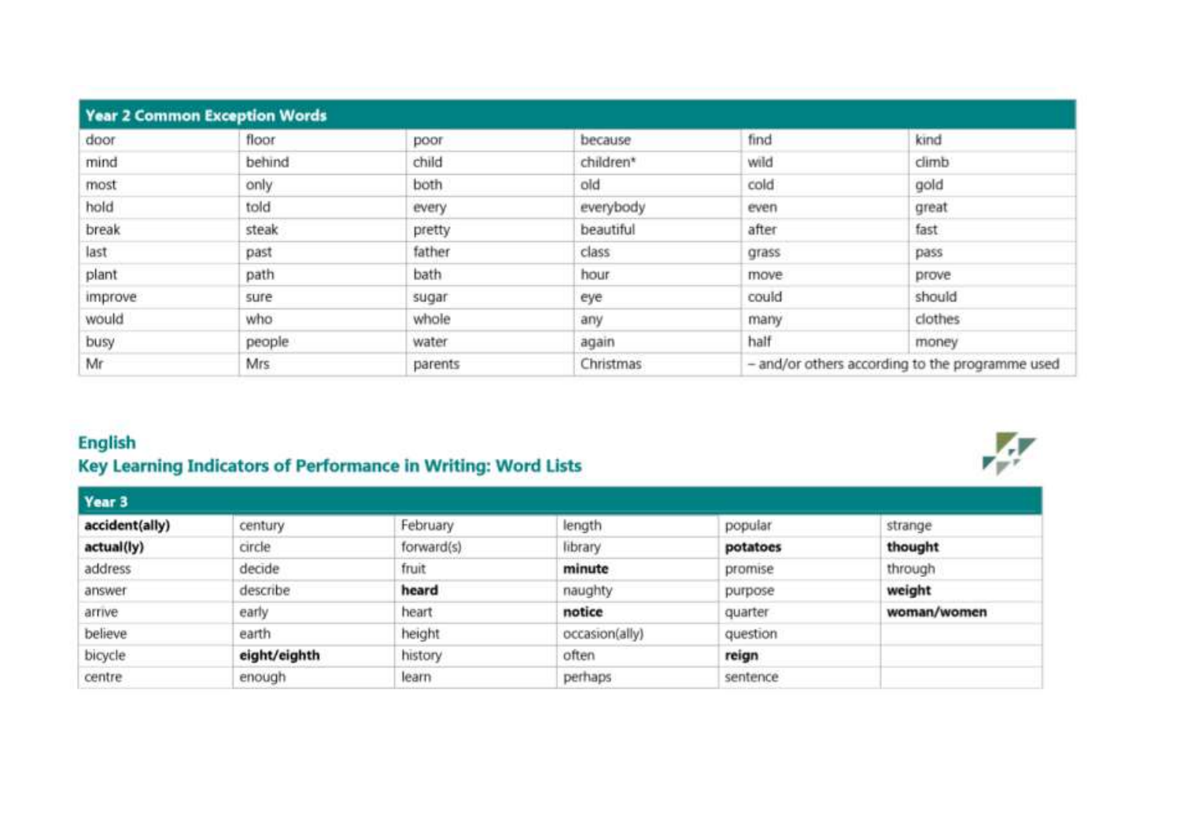| Year 2 Common Exception Words | | | | | |
|---|---|---|---|---|---|
| door | floor | poor | because | find | kind |
| mind | behind | child | children* | wild | climb |
| most | only | both | old | cold | gold |
| hold | told | every | everybody | even | great |
| break | steak | pretty | beautiful | after | fast |
| last | past | father | class | grass | pass |
| plant | path | bath | hour | move | prove |
| improve | sure | sugar | eye | could | should |
| would | who | whole | any | many | clothes |
| busy | people | water | again | half | money |
| Mr | Mrs | parents | Christmas | – and/or others according to the programme used | |

## English
## Key Learning Indicators of Performance in Writing: Word Lists

| Year 3 | | | | | |
|---|---|---|---|---|---|
| **accident(ally)** | century | February | length | popular | strange |
| **actual(ly)** | circle | forward(s) | library | **potatoes** | **thought** |
| address | decide | fruit | **minute** | promise | through |
| answer | describe | **heard** | naughty | purpose | **weight** |
| arrive | early | heart | **notice** | quarter | **woman/women** |
| believe | earth | height | occasion(ally) | question | |
| bicycle | **eight/eighth** | history | often | **reign** | |
| centre | enough | learn | perhaps | sentence | |